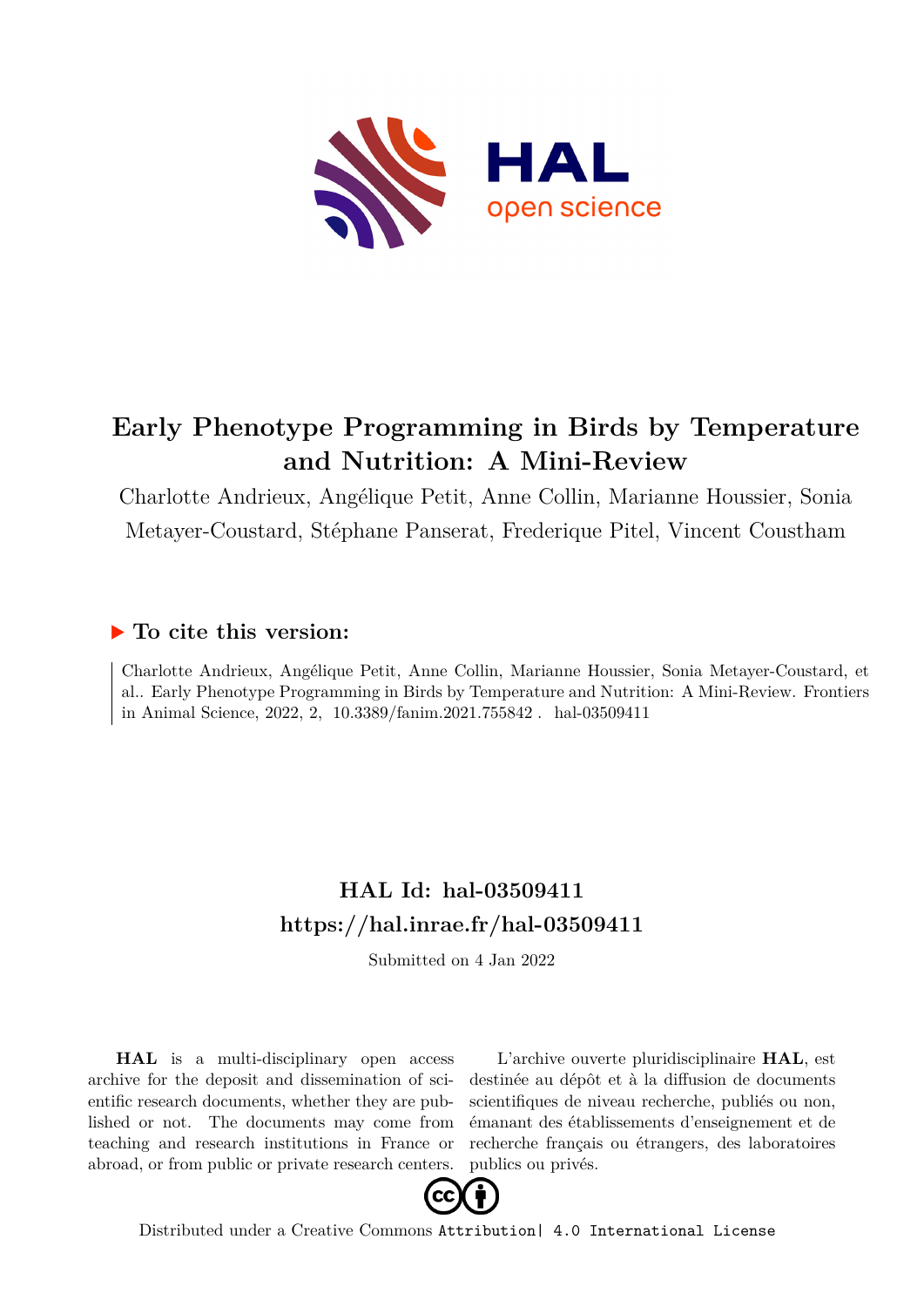# Early Phenotype Programming in Birds by Temperature and Nutrition: A Mini-Review

Charlotte Andrieux, Angélique Petit, Anne Collin, Marianne Houssier, Sonia Metayer-Coustard, Stéphane Panserat, Frederique Pitel, Vincent Coustham

## ▶ To cite this version:

Charlotte Andrieux, Angélique Petit, Anne Collin, Marianne Houssier, Sonia Metayer-Coustard, et al.. Early Phenotype Programming in Birds by Temperature and Nutrition: A Mini-Review. Frontiers in Animal Science, 2022, 2, 10.3389/fanim.2021.755842 . hal-03509411

## HAL Id: hal-03509411
## https://hal.inrae.fr/hal-03509411

Submitted on 4 Jan 2022

**HAL** is a multi-disciplinary open access archive for the deposit and dissemination of scientific research documents, whether they are published or not. The documents may come from teaching and research institutions in France or abroad, or from public or private research centers.

L'archive ouverte pluridisciplinaire **HAL**, est destinée au dépôt et à la diffusion de documents scientifiques de niveau recherche, publiés ou non, émanant des établissements d'enseignement et de recherche français ou étrangers, des laboratoires publics ou privés.

Distributed under a Creative Commons Attribution| 4.0 International License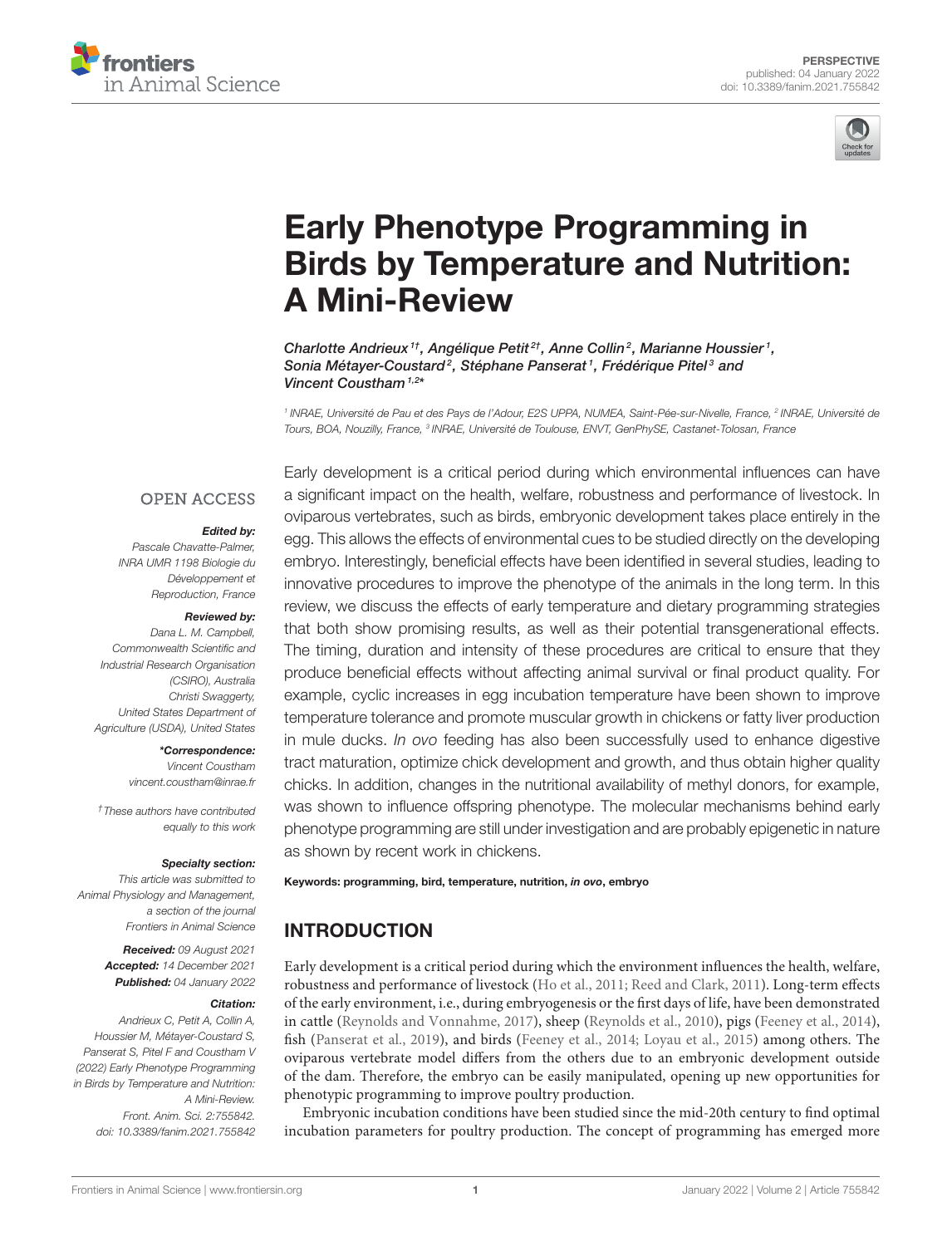# Early Phenotype Programming in Birds by Temperature and Nutrition: A Mini-Review

Charlotte Andrieux[1†], Angélique Petit[2†], Anne Collin[2], Marianne Houssier[1], Sonia Métayer-Coustard[2], Stéphane Panserat[1], Frédérique Pitel[3] and Vincent Coustham[1,2*]

[1] INRAE, Université de Pau et des Pays de l'Adour, E2S UPPA, NUMEA, Saint-Pée-sur-Nivelle, France, [2] INRAE, Université de Tours, BOA, Nouzilly, France, [3] INRAE, Université de Toulouse, ENVT, GenPhySE, Castanet-Tolosan, France

OPEN ACCESS

*Edited by:*
Pascale Chavatte-Palmer, INRA UMR 1198 Biologie du Développement et Reproduction, France

*Reviewed by:*
Dana L. M. Campbell, Commonwealth Scientific and Industrial Research Organisation (CSIRO), Australia
Christi Swaggerty, United States Department of Agriculture (USDA), United States

***Correspondence:***
Vincent Coustham
vincent.coustham@inrae.fr

†These authors have contributed equally to this work

*Specialty section:*
This article was submitted to Animal Physiology and Management, a section of the journal Frontiers in Animal Science

*Received:* 09 August 2021
*Accepted:* 14 December 2021
*Published:* 04 January 2022

*Citation:*
Andrieux C, Petit A, Collin A, Houssier M, Métayer-Coustard S, Panserat S, Pitel F and Coustham V (2022) Early Phenotype Programming in Birds by Temperature and Nutrition: A Mini-Review. Front. Anim. Sci. 2:755842. doi: 10.3389/fanim.2021.755842

Early development is a critical period during which environmental influences can have a significant impact on the health, welfare, robustness and performance of livestock. In oviparous vertebrates, such as birds, embryonic development takes place entirely in the egg. This allows the effects of environmental cues to be studied directly on the developing embryo. Interestingly, beneficial effects have been identified in several studies, leading to innovative procedures to improve the phenotype of the animals in the long term. In this review, we discuss the effects of early temperature and dietary programming strategies that both show promising results, as well as their potential transgenerational effects. The timing, duration and intensity of these procedures are critical to ensure that they produce beneficial effects without affecting animal survival or final product quality. For example, cyclic increases in egg incubation temperature have been shown to improve temperature tolerance and promote muscular growth in chickens or fatty liver production in mule ducks. *In ovo* feeding has also been successfully used to enhance digestive tract maturation, optimize chick development and growth, and thus obtain higher quality chicks. In addition, changes in the nutritional availability of methyl donors, for example, was shown to influence offspring phenotype. The molecular mechanisms behind early phenotype programming are still under investigation and are probably epigenetic in nature as shown by recent work in chickens.

**Keywords:** programming, bird, temperature, nutrition, *in ovo*, embryo

## INTRODUCTION

Early development is a critical period during which the environment influences the health, welfare, robustness and performance of livestock (Ho et al., 2011; Reed and Clark, 2011). Long-term effects of the early environment, i.e., during embryogenesis or the first days of life, have been demonstrated in cattle (Reynolds and Vonnahme, 2017), sheep (Reynolds et al., 2010), pigs (Feeney et al., 2014), fish (Panserat et al., 2019), and birds (Feeney et al., 2014; Loyau et al., 2015) among others. The oviparous vertebrate model differs from the others due to an embryonic development outside of the dam. Therefore, the embryo can be easily manipulated, opening up new opportunities for phenotypic programming to improve poultry production.

Embryonic incubation conditions have been studied since the mid-20th century to find optimal incubation parameters for poultry production. The concept of programming has emerged more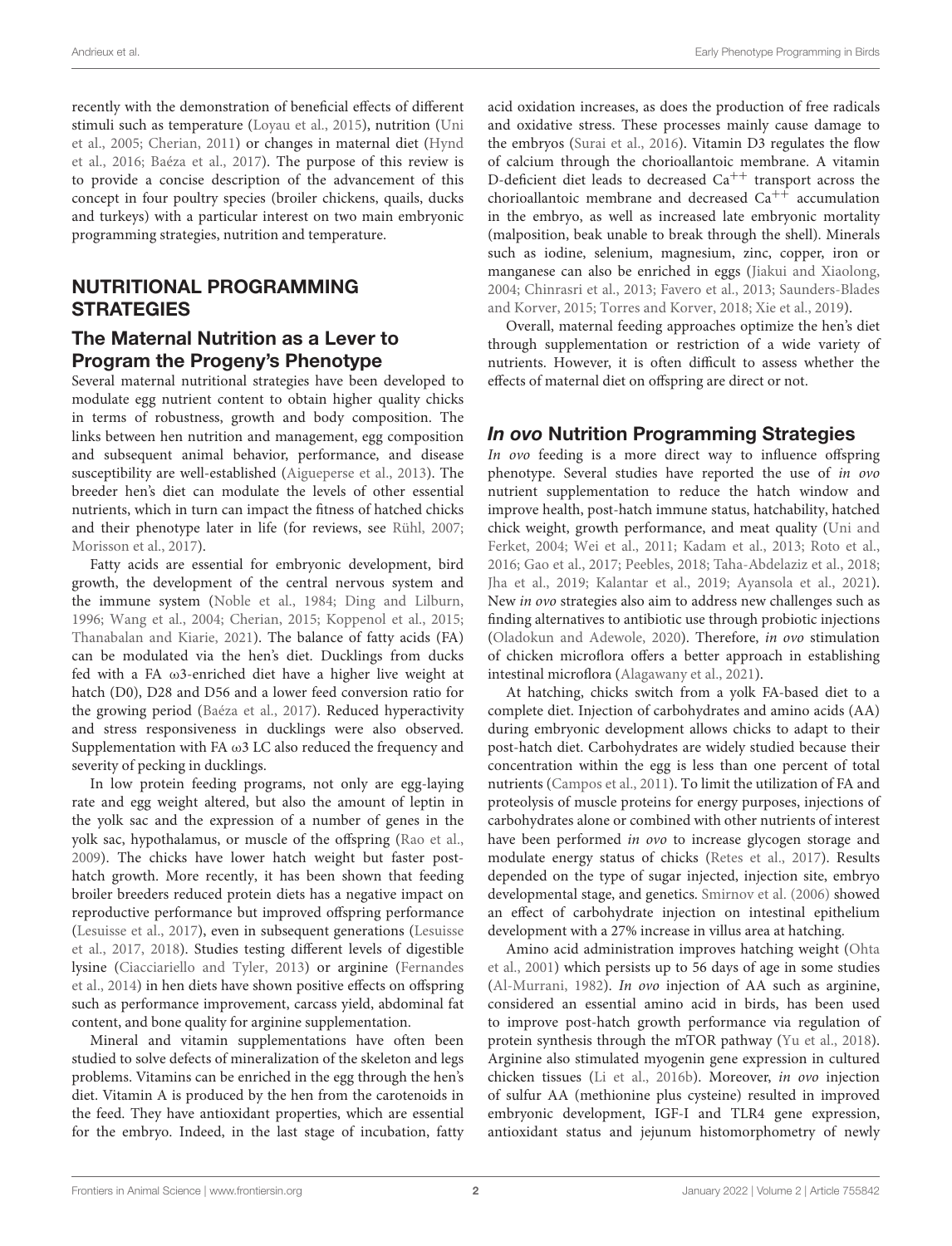recently with the demonstration of beneficial effects of different stimuli such as temperature (Loyau et al., 2015), nutrition (Uni et al., 2005; Cherian, 2011) or changes in maternal diet (Hynd et al., 2016; Baéza et al., 2017). The purpose of this review is to provide a concise description of the advancement of this concept in four poultry species (broiler chickens, quails, ducks and turkeys) with a particular interest on two main embryonic programming strategies, nutrition and temperature.

## NUTRITIONAL PROGRAMMING STRATEGIES

### The Maternal Nutrition as a Lever to Program the Progeny's Phenotype

Several maternal nutritional strategies have been developed to modulate egg nutrient content to obtain higher quality chicks in terms of robustness, growth and body composition. The links between hen nutrition and management, egg composition and subsequent animal behavior, performance, and disease susceptibility are well-established (Aigueperse et al., 2013). The breeder hen's diet can modulate the levels of other essential nutrients, which in turn can impact the fitness of hatched chicks and their phenotype later in life (for reviews, see Rühl, 2007; Morisson et al., 2017).

Fatty acids are essential for embryonic development, bird growth, the development of the central nervous system and the immune system (Noble et al., 1984; Ding and Lilburn, 1996; Wang et al., 2004; Cherian, 2015; Koppenol et al., 2015; Thanabalan and Kiarie, 2021). The balance of fatty acids (FA) can be modulated via the hen's diet. Ducklings from ducks fed with a FA ω3-enriched diet have a higher live weight at hatch (D0), D28 and D56 and a lower feed conversion ratio for the growing period (Baéza et al., 2017). Reduced hyperactivity and stress responsiveness in ducklings were also observed. Supplementation with FA ω3 LC also reduced the frequency and severity of pecking in ducklings.

In low protein feeding programs, not only are egg-laying rate and egg weight altered, but also the amount of leptin in the yolk sac and the expression of a number of genes in the yolk sac, hypothalamus, or muscle of the offspring (Rao et al., 2009). The chicks have lower hatch weight but faster post-hatch growth. More recently, it has been shown that feeding broiler breeders reduced protein diets has a negative impact on reproductive performance but improved offspring performance (Lesuisse et al., 2017), even in subsequent generations (Lesuisse et al., 2017, 2018). Studies testing different levels of digestible lysine (Ciacciariello and Tyler, 2013) or arginine (Fernandes et al., 2014) in hen diets have shown positive effects on offspring such as performance improvement, carcass yield, abdominal fat content, and bone quality for arginine supplementation.

Mineral and vitamin supplementations have often been studied to solve defects of mineralization of the skeleton and legs problems. Vitamins can be enriched in the egg through the hen's diet. Vitamin A is produced by the hen from the carotenoids in the feed. They have antioxidant properties, which are essential for the embryo. Indeed, in the last stage of incubation, fatty acid oxidation increases, as does the production of free radicals and oxidative stress. These processes mainly cause damage to the embryos (Surai et al., 2016). Vitamin D3 regulates the flow of calcium through the chorioallantoic membrane. A vitamin D-deficient diet leads to decreased $Ca^{++}$ transport across the chorioallantoic membrane and decreased $Ca^{++}$ accumulation in the embryo, as well as increased late embryonic mortality (malposition, beak unable to break through the shell). Minerals such as iodine, selenium, magnesium, zinc, copper, iron or manganese can also be enriched in eggs (Jiakui and Xiaolong, 2004; Chinrasri et al., 2013; Favero et al., 2013; Saunders-Blades and Korver, 2015; Torres and Korver, 2018; Xie et al., 2019).

Overall, maternal feeding approaches optimize the hen's diet through supplementation or restriction of a wide variety of nutrients. However, it is often difficult to assess whether the effects of maternal diet on offspring are direct or not.

### *In ovo* Nutrition Programming Strategies

*In ovo* feeding is a more direct way to influence offspring phenotype. Several studies have reported the use of *in ovo* nutrient supplementation to reduce the hatch window and improve health, post-hatch immune status, hatchability, hatched chick weight, growth performance, and meat quality (Uni and Ferket, 2004; Wei et al., 2011; Kadam et al., 2013; Roto et al., 2016; Gao et al., 2017; Peebles, 2018; Taha-Abdelaziz et al., 2018; Jha et al., 2019; Kalantar et al., 2019; Ayansola et al., 2021). New *in ovo* strategies also aim to address new challenges such as finding alternatives to antibiotic use through probiotic injections (Oladokun and Adewole, 2020). Therefore, *in ovo* stimulation of chicken microflora offers a better approach in establishing intestinal microflora (Alagawany et al., 2021).

At hatching, chicks switch from a yolk FA-based diet to a complete diet. Injection of carbohydrates and amino acids (AA) during embryonic development allows chicks to adapt to their post-hatch diet. Carbohydrates are widely studied because their concentration within the egg is less than one percent of total nutrients (Campos et al., 2011). To limit the utilization of FA and proteolysis of muscle proteins for energy purposes, injections of carbohydrates alone or combined with other nutrients of interest have been performed *in ovo* to increase glycogen storage and modulate energy status of chicks (Retes et al., 2017). Results depended on the type of sugar injected, injection site, embryo developmental stage, and genetics. Smirnov et al. (2006) showed an effect of carbohydrate injection on intestinal epithelium development with a 27% increase in villus area at hatching.

Amino acid administration improves hatching weight (Ohta et al., 2001) which persists up to 56 days of age in some studies (Al-Murrani, 1982). *In ovo* injection of AA such as arginine, considered an essential amino acid in birds, has been used to improve post-hatch growth performance via regulation of protein synthesis through the mTOR pathway (Yu et al., 2018). Arginine also stimulated myogenin gene expression in cultured chicken tissues (Li et al., 2016b). Moreover, *in ovo* injection of sulfur AA (methionine plus cysteine) resulted in improved embryonic development, IGF-I and TLR4 gene expression, antioxidant status and jejunum histomorphometry of newly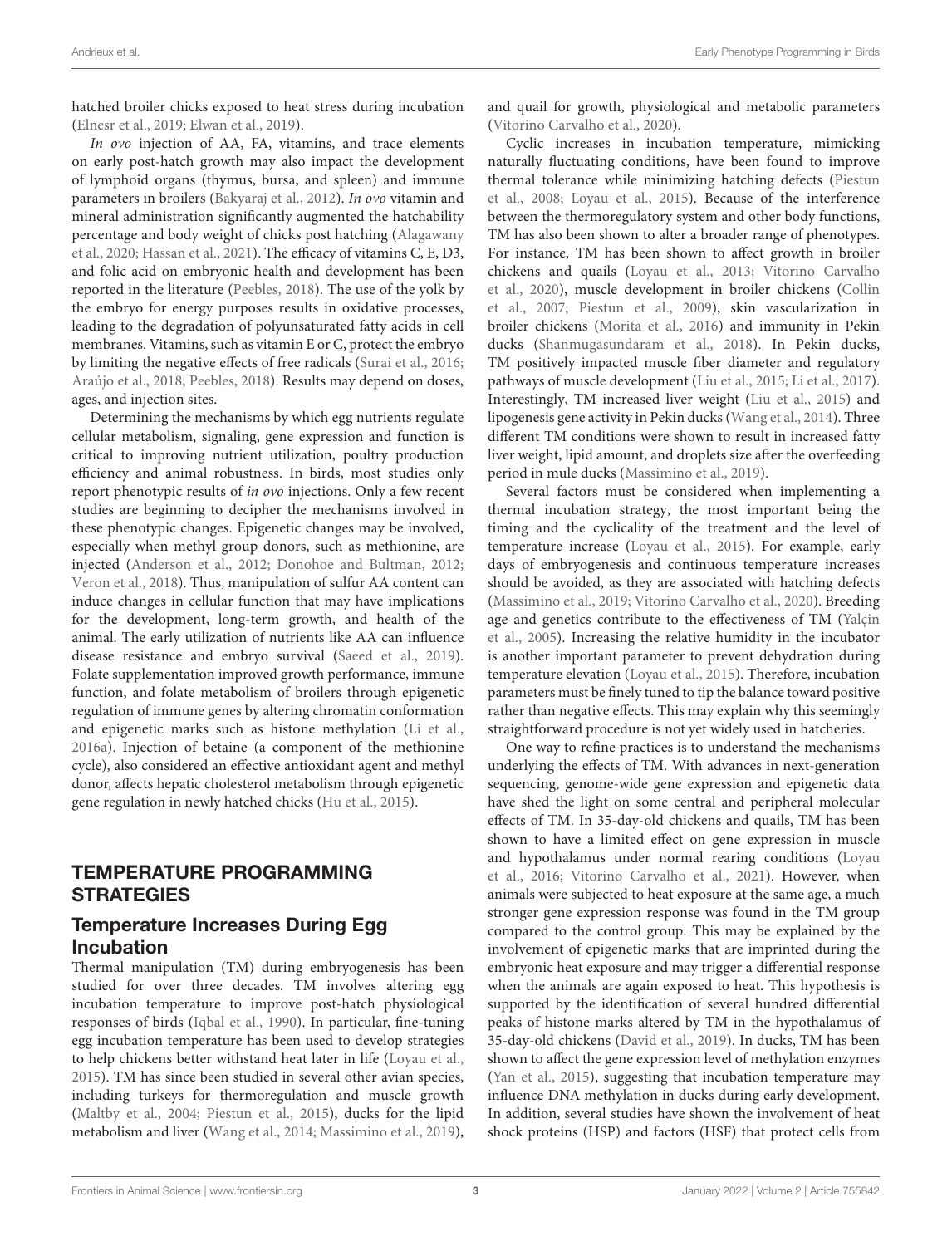hatched broiler chicks exposed to heat stress during incubation (Elnesr et al., 2019; Elwan et al., 2019).

*In ovo* injection of AA, FA, vitamins, and trace elements on early post-hatch growth may also impact the development of lymphoid organs (thymus, bursa, and spleen) and immune parameters in broilers (Bakyaraj et al., 2012). *In ovo* vitamin and mineral administration significantly augmented the hatchability percentage and body weight of chicks post hatching (Alagawany et al., 2020; Hassan et al., 2021). The efficacy of vitamins C, E, D3, and folic acid on embryonic health and development has been reported in the literature (Peebles, 2018). The use of the yolk by the embryo for energy purposes results in oxidative processes, leading to the degradation of polyunsaturated fatty acids in cell membranes. Vitamins, such as vitamin E or C, protect the embryo by limiting the negative effects of free radicals (Surai et al., 2016; Araújo et al., 2018; Peebles, 2018). Results may depend on doses, ages, and injection sites.

Determining the mechanisms by which egg nutrients regulate cellular metabolism, signaling, gene expression and function is critical to improving nutrient utilization, poultry production efficiency and animal robustness. In birds, most studies only report phenotypic results of *in ovo* injections. Only a few recent studies are beginning to decipher the mechanisms involved in these phenotypic changes. Epigenetic changes may be involved, especially when methyl group donors, such as methionine, are injected (Anderson et al., 2012; Donohoe and Bultman, 2012; Veron et al., 2018). Thus, manipulation of sulfur AA content can induce changes in cellular function that may have implications for the development, long-term growth, and health of the animal. The early utilization of nutrients like AA can influence disease resistance and embryo survival (Saeed et al., 2019). Folate supplementation improved growth performance, immune function, and folate metabolism of broilers through epigenetic regulation of immune genes by altering chromatin conformation and epigenetic marks such as histone methylation (Li et al., 2016a). Injection of betaine (a component of the methionine cycle), also considered an effective antioxidant agent and methyl donor, affects hepatic cholesterol metabolism through epigenetic gene regulation in newly hatched chicks (Hu et al., 2015).

## TEMPERATURE PROGRAMMING STRATEGIES

### Temperature Increases During Egg Incubation

Thermal manipulation (TM) during embryogenesis has been studied for over three decades. TM involves altering egg incubation temperature to improve post-hatch physiological responses of birds (Iqbal et al., 1990). In particular, fine-tuning egg incubation temperature has been used to develop strategies to help chickens better withstand heat later in life (Loyau et al., 2015). TM has since been studied in several other avian species, including turkeys for thermoregulation and muscle growth (Maltby et al., 2004; Piestun et al., 2015), ducks for the lipid metabolism and liver (Wang et al., 2014; Massimino et al., 2019), and quail for growth, physiological and metabolic parameters (Vitorino Carvalho et al., 2020).

Cyclic increases in incubation temperature, mimicking naturally fluctuating conditions, have been found to improve thermal tolerance while minimizing hatching defects (Piestun et al., 2008; Loyau et al., 2015). Because of the interference between the thermoregulatory system and other body functions, TM has also been shown to alter a broader range of phenotypes. For instance, TM has been shown to affect growth in broiler chickens and quails (Loyau et al., 2013; Vitorino Carvalho et al., 2020), muscle development in broiler chickens (Collin et al., 2007; Piestun et al., 2009), skin vascularization in broiler chickens (Morita et al., 2016) and immunity in Pekin ducks (Shanmugasundaram et al., 2018). In Pekin ducks, TM positively impacted muscle fiber diameter and regulatory pathways of muscle development (Liu et al., 2015; Li et al., 2017). Interestingly, TM increased liver weight (Liu et al., 2015) and lipogenesis gene activity in Pekin ducks (Wang et al., 2014). Three different TM conditions were shown to result in increased fatty liver weight, lipid amount, and droplets size after the overfeeding period in mule ducks (Massimino et al., 2019).

Several factors must be considered when implementing a thermal incubation strategy, the most important being the timing and the cyclicality of the treatment and the level of temperature increase (Loyau et al., 2015). For example, early days of embryogenesis and continuous temperature increases should be avoided, as they are associated with hatching defects (Massimino et al., 2019; Vitorino Carvalho et al., 2020). Breeding age and genetics contribute to the effectiveness of TM (Yalçin et al., 2005). Increasing the relative humidity in the incubator is another important parameter to prevent dehydration during temperature elevation (Loyau et al., 2015). Therefore, incubation parameters must be finely tuned to tip the balance toward positive rather than negative effects. This may explain why this seemingly straightforward procedure is not yet widely used in hatcheries.

One way to refine practices is to understand the mechanisms underlying the effects of TM. With advances in next-generation sequencing, genome-wide gene expression and epigenetic data have shed the light on some central and peripheral molecular effects of TM. In 35-day-old chickens and quails, TM has been shown to have a limited effect on gene expression in muscle and hypothalamus under normal rearing conditions (Loyau et al., 2016; Vitorino Carvalho et al., 2021). However, when animals were subjected to heat exposure at the same age, a much stronger gene expression response was found in the TM group compared to the control group. This may be explained by the involvement of epigenetic marks that are imprinted during the embryonic heat exposure and may trigger a differential response when the animals are again exposed to heat. This hypothesis is supported by the identification of several hundred differential peaks of histone marks altered by TM in the hypothalamus of 35-day-old chickens (David et al., 2019). In ducks, TM has been shown to affect the gene expression level of methylation enzymes (Yan et al., 2015), suggesting that incubation temperature may influence DNA methylation in ducks during early development. In addition, several studies have shown the involvement of heat shock proteins (HSP) and factors (HSF) that protect cells from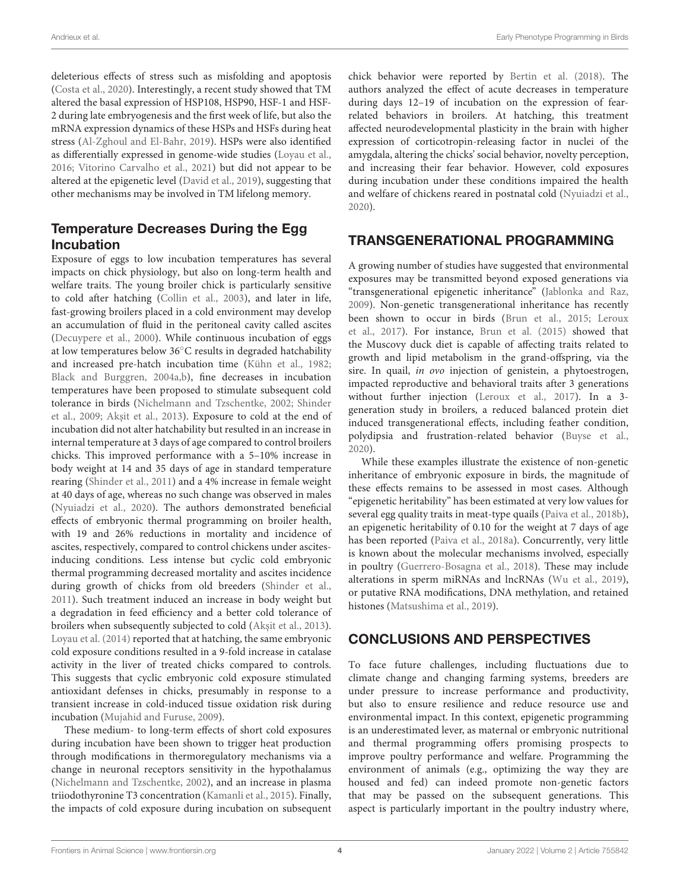deleterious effects of stress such as misfolding and apoptosis (Costa et al., 2020). Interestingly, a recent study showed that TM altered the basal expression of HSP108, HSP90, HSF-1 and HSF-2 during late embryogenesis and the first week of life, but also the mRNA expression dynamics of these HSPs and HSFs during heat stress (Al-Zghoul and El-Bahr, 2019). HSPs were also identified as differentially expressed in genome-wide studies (Loyau et al., 2016; Vitorino Carvalho et al., 2021) but did not appear to be altered at the epigenetic level (David et al., 2019), suggesting that other mechanisms may be involved in TM lifelong memory.

## Temperature Decreases During the Egg Incubation

Exposure of eggs to low incubation temperatures has several impacts on chick physiology, but also on long-term health and welfare traits. The young broiler chick is particularly sensitive to cold after hatching (Collin et al., 2003), and later in life, fast-growing broilers placed in a cold environment may develop an accumulation of fluid in the peritoneal cavity called ascites (Decuypere et al., 2000). While continuous incubation of eggs at low temperatures below 36°C results in degraded hatchability and increased pre-hatch incubation time (Kühn et al., 1982; Black and Burggren, 2004a,b), fine decreases in incubation temperatures have been proposed to stimulate subsequent cold tolerance in birds (Nichelmann and Tzschentke, 2002; Shinder et al., 2009; Akşit et al., 2013). Exposure to cold at the end of incubation did not alter hatchability but resulted in an increase in internal temperature at 3 days of age compared to control broilers chicks. This improved performance with a 5–10% increase in body weight at 14 and 35 days of age in standard temperature rearing (Shinder et al., 2011) and a 4% increase in female weight at 40 days of age, whereas no such change was observed in males (Nyuiadzi et al., 2020). The authors demonstrated beneficial effects of embryonic thermal programming on broiler health, with 19 and 26% reductions in mortality and incidence of ascites, respectively, compared to control chickens under ascites-inducing conditions. Less intense but cyclic cold embryonic thermal programming decreased mortality and ascites incidence during growth of chicks from old breeders (Shinder et al., 2011). Such treatment induced an increase in body weight but a degradation in feed efficiency and a better cold tolerance of broilers when subsequently subjected to cold (Akşit et al., 2013). Loyau et al. (2014) reported that at hatching, the same embryonic cold exposure conditions resulted in a 9-fold increase in catalase activity in the liver of treated chicks compared to controls. This suggests that cyclic embryonic cold exposure stimulated antioxidant defenses in chicks, presumably in response to a transient increase in cold-induced tissue oxidation risk during incubation (Mujahid and Furuse, 2009).

These medium- to long-term effects of short cold exposures during incubation have been shown to trigger heat production through modifications in thermoregulatory mechanisms via a change in neuronal receptors sensitivity in the hypothalamus (Nichelmann and Tzschentke, 2002), and an increase in plasma triiodothyronine T3 concentration (Kamanli et al., 2015). Finally, the impacts of cold exposure during incubation on subsequent chick behavior were reported by Bertin et al. (2018). The authors analyzed the effect of acute decreases in temperature during days 12–19 of incubation on the expression of fear-related behaviors in broilers. At hatching, this treatment affected neurodevelopmental plasticity in the brain with higher expression of corticotropin-releasing factor in nuclei of the amygdala, altering the chicks' social behavior, novelty perception, and increasing their fear behavior. However, cold exposures during incubation under these conditions impaired the health and welfare of chickens reared in postnatal cold (Nyuiadzi et al., 2020).

# TRANSGENERATIONAL PROGRAMMING

A growing number of studies have suggested that environmental exposures may be transmitted beyond exposed generations via "transgenerational epigenetic inheritance" (Jablonka and Raz, 2009). Non-genetic transgenerational inheritance has recently been shown to occur in birds (Brun et al., 2015; Leroux et al., 2017). For instance, Brun et al. (2015) showed that the Muscovy duck diet is capable of affecting traits related to growth and lipid metabolism in the grand-offspring, via the sire. In quail, *in ovo* injection of genistein, a phytoestrogen, impacted reproductive and behavioral traits after 3 generations without further injection (Leroux et al., 2017). In a 3-generation study in broilers, a reduced balanced protein diet induced transgenerational effects, including feather condition, polydipsia and frustration-related behavior (Buyse et al., 2020).

While these examples illustrate the existence of non-genetic inheritance of embryonic exposure in birds, the magnitude of these effects remains to be assessed in most cases. Although "epigenetic heritability" has been estimated at very low values for several egg quality traits in meat-type quails (Paiva et al., 2018b), an epigenetic heritability of 0.10 for the weight at 7 days of age has been reported (Paiva et al., 2018a). Concurrently, very little is known about the molecular mechanisms involved, especially in poultry (Guerrero-Bosagna et al., 2018). These may include alterations in sperm miRNAs and lncRNAs (Wu et al., 2019), or putative RNA modifications, DNA methylation, and retained histones (Matsushima et al., 2019).

# CONCLUSIONS AND PERSPECTIVES

To face future challenges, including fluctuations due to climate change and changing farming systems, breeders are under pressure to increase performance and productivity, but also to ensure resilience and reduce resource use and environmental impact. In this context, epigenetic programming is an underestimated lever, as maternal or embryonic nutritional and thermal programming offers promising prospects to improve poultry performance and welfare. Programming the environment of animals (e.g., optimizing the way they are housed and fed) can indeed promote non-genetic factors that may be passed on the subsequent generations. This aspect is particularly important in the poultry industry where,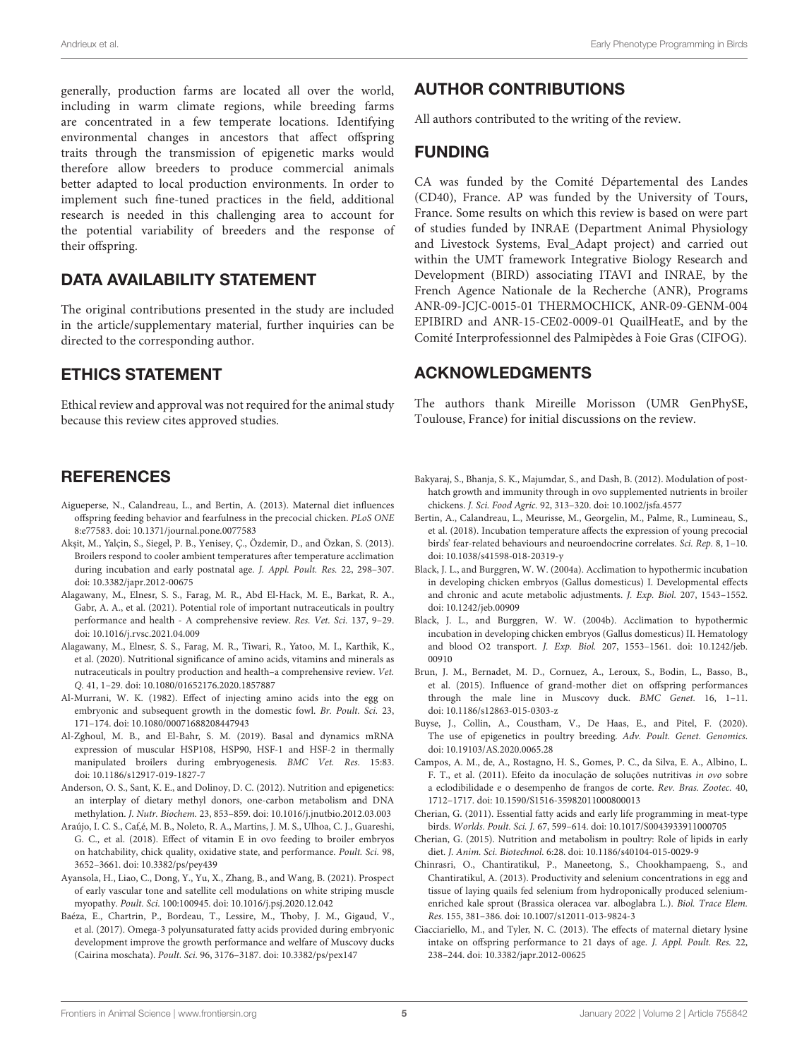generally, production farms are located all over the world, including in warm climate regions, while breeding farms are concentrated in a few temperate locations. Identifying environmental changes in ancestors that affect offspring traits through the transmission of epigenetic marks would therefore allow breeders to produce commercial animals better adapted to local production environments. In order to implement such fine-tuned practices in the field, additional research is needed in this challenging area to account for the potential variability of breeders and the response of their offspring.

## DATA AVAILABILITY STATEMENT

The original contributions presented in the study are included in the article/supplementary material, further inquiries can be directed to the corresponding author.

## ETHICS STATEMENT

Ethical review and approval was not required for the animal study because this review cites approved studies.

## AUTHOR CONTRIBUTIONS

All authors contributed to the writing of the review.

## FUNDING

CA was funded by the Comité Départemental des Landes (CD40), France. AP was funded by the University of Tours, France. Some results on which this review is based on were part of studies funded by INRAE (Department Animal Physiology and Livestock Systems, Eval_Adapt project) and carried out within the UMT framework Integrative Biology Research and Development (BIRD) associating ITAVI and INRAE, by the French Agence Nationale de la Recherche (ANR), Programs ANR-09-JCJC-0015-01 THERMOCHICK, ANR-09-GENM-004 EPIBIRD and ANR-15-CE02-0009-01 QuailHeatE, and by the Comité Interprofessionnel des Palmipèdes à Foie Gras (CIFOG).

## ACKNOWLEDGMENTS

The authors thank Mireille Morisson (UMR GenPhySE, Toulouse, France) for initial discussions on the review.

## REFERENCES

Aigueperse, N., Calandreau, L., and Bertin, A. (2013). Maternal diet influences offspring feeding behavior and fearfulness in the precocial chicken. *PLoS ONE* 8:e77583. doi: 10.1371/journal.pone.0077583

Akşit, M., Yalçin, S., Siegel, P. B., Yenisey, Ç., Özdemir, D., and Özkan, S. (2013). Broilers respond to cooler ambient temperatures after temperature acclimation during incubation and early postnatal age. *J. Appl. Poult. Res.* 22, 298–307. doi: 10.3382/japr.2012-00675

Alagawany, M., Elnesr, S. S., Farag, M. R., Abd El-Hack, M. E., Barkat, R. A., Gabr, A. A., et al. (2021). Potential role of important nutraceuticals in poultry performance and health - A comprehensive review. *Res. Vet. Sci.* 137, 9–29. doi: 10.1016/j.rvsc.2021.04.009

Alagawany, M., Elnesr, S. S., Farag, M. R., Tiwari, R., Yatoo, M. I., Karthik, K., et al. (2020). Nutritional significance of amino acids, vitamins and minerals as nutraceuticals in poultry production and health–a comprehensive review. *Vet. Q.* 41, 1–29. doi: 10.1080/01652176.2020.1857887

Al-Murrani, W. K. (1982). Effect of injecting amino acids into the egg on embryonic and subsequent growth in the domestic fowl. *Br. Poult. Sci.* 23, 171–174. doi: 10.1080/00071688208447943

Al-Zghoul, M. B., and El-Bahr, S. M. (2019). Basal and dynamics mRNA expression of muscular HSP108, HSP90, HSF-1 and HSF-2 in thermally manipulated broilers during embryogenesis. *BMC Vet. Res.* 15:83. doi: 10.1186/s12917-019-1827-7

Anderson, O. S., Sant, K. E., and Dolinoy, D. C. (2012). Nutrition and epigenetics: an interplay of dietary methyl donors, one-carbon metabolism and DNA methylation. *J. Nutr. Biochem.* 23, 853–859. doi: 10.1016/j.jnutbio.2012.03.003

Araújo, I. C. S., Caf,é, M. B., Noleto, R. A., Martins, J. M. S., Ulhoa, C. J., Guareshi, G. C., et al. (2018). Effect of vitamin E in ovo feeding to broiler embryos on hatchability, chick quality, oxidative state, and performance. *Poult. Sci.* 98, 3652–3661. doi: 10.3382/ps/pey439

Ayansola, H., Liao, C., Dong, Y., Yu, X., Zhang, B., and Wang, B. (2021). Prospect of early vascular tone and satellite cell modulations on white striping muscle myopathy. *Poult. Sci.* 100:100945. doi: 10.1016/j.psj.2020.12.042

Baéza, E., Chartrin, P., Bordeau, T., Lessire, M., Thoby, J. M., Gigaud, V., et al. (2017). Omega-3 polyunsaturated fatty acids provided during embryonic development improve the growth performance and welfare of Muscovy ducks (Cairina moschata). *Poult. Sci.* 96, 3176–3187. doi: 10.3382/ps/pex147

Bakyaraj, S., Bhanja, S. K., Majumdar, S., and Dash, B. (2012). Modulation of post-hatch growth and immunity through in ovo supplemented nutrients in broiler chickens. *J. Sci. Food Agric.* 92, 313–320. doi: 10.1002/jsfa.4577

Bertin, A., Calandreau, L., Meurisse, M., Georgelin, M., Palme, R., Lumineau, S., et al. (2018). Incubation temperature affects the expression of young precocial birds' fear-related behaviours and neuroendocrine correlates. *Sci. Rep.* 8, 1–10. doi: 10.1038/s41598-018-20319-y

Black, J. L., and Burggren, W. W. (2004a). Acclimation to hypothermic incubation in developing chicken embryos (Gallus domesticus) I. Developmental effects and chronic and acute metabolic adjustments. *J. Exp. Biol.* 207, 1543–1552. doi: 10.1242/jeb.00909

Black, J. L., and Burggren, W. W. (2004b). Acclimation to hypothermic incubation in developing chicken embryos (Gallus domesticus) II. Hematology and blood O2 transport. *J. Exp. Biol.* 207, 1553–1561. doi: 10.1242/jeb.00910

Brun, J. M., Bernadet, M. D., Cornuez, A., Leroux, S., Bodin, L., Basso, B., et al. (2015). Influence of grand-mother diet on offspring performances through the male line in Muscovy duck. *BMC Genet.* 16, 1–11. doi: 10.1186/s12863-015-0303-z

Buyse, J., Collin, A., Coustham, V., De Haas, E., and Pitel, F. (2020). The use of epigenetics in poultry breeding. *Adv. Poult. Genet. Genomics*. doi: 10.19103/AS.2020.0065.28

Campos, A. M., de, A., Rostagno, H. S., Gomes, P. C., da Silva, E. A., Albino, L. F. T., et al. (2011). Efeito da inoculação de soluções nutritivas *in ovo* sobre a eclodibilidade e o desempenho de frangos de corte. *Rev. Bras. Zootec.* 40, 1712–1717. doi: 10.1590/S1516-35982011000800013

Cherian, G. (2011). Essential fatty acids and early life programming in meat-type birds. *Worlds. Poult. Sci. J.* 67, 599–614. doi: 10.1017/S0043933911000705

Cherian, G. (2015). Nutrition and metabolism in poultry: Role of lipids in early diet. *J. Anim. Sci. Biotechnol.* 6:28. doi: 10.1186/s40104-015-0029-9

Chinrasri, O., Chantiratikul, P., Maneetong, S., Chookhampaeng, S., and Chantiratikul, A. (2013). Productivity and selenium concentrations in egg and tissue of laying quails fed selenium from hydroponically produced selenium-enriched kale sprout (Brassica oleracea var. alboglabra L.). *Biol. Trace Elem. Res.* 155, 381–386. doi: 10.1007/s12011-013-9824-3

Ciacciariello, M., and Tyler, N. C. (2013). The effects of maternal dietary lysine intake on offspring performance to 21 days of age. *J. Appl. Poult. Res.* 22, 238–244. doi: 10.3382/japr.2012-00625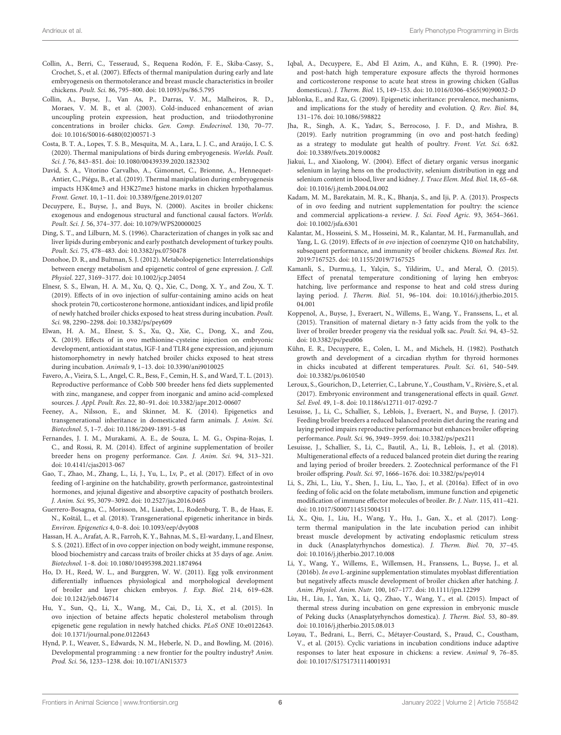Collin, A., Berri, C., Tesseraud, S., Requena Rodón, F. E., Skiba-Cassy, S., Crochet, S., et al. (2007). Effects of thermal manipulation during early and late embryogenesis on thermotolerance and breast muscle characteristics in broiler chickens. *Poult. Sci.* 86, 795–800. doi: 10.1093/ps/86.5.795

Collin, A., Buyse, J., Van As, P., Darras, V. M., Malheiros, R. D., Moraes, V. M. B., et al. (2003). Cold-induced enhancement of avian uncoupling protein expression, heat production, and triiodothyronine concentrations in broiler chicks. *Gen. Comp. Endocrinol.* 130, 70–77. doi: 10.1016/S0016-6480(02)00571-3

Costa, B. T. A., Lopes, T. S. B., Mesquita, M. A., Lara, L. J. C., and Araújo, I. C. S. (2020). Thermal manipulations of birds during embryogenesis. *Worlds. Poult. Sci. J.* 76, 843–851. doi: 10.1080/00439339.2020.1823302

David, S. A., Vitorino Carvalho, A., Gimonnet, C., Brionne, A., Hennequet-Antier, C., Piégu, B., et al. (2019). Thermal manipulation during embryogenesis impacts H3K4me3 and H3K27me3 histone marks in chicken hypothalamus. *Front. Genet.* 10, 1–11. doi: 10.3389/fgene.2019.01207

Decuypere, E., Buyse, J., and Buys, N. (2000). Ascites in broiler chickens: exogenous and endogenous structural and functional causal factors. *Worlds. Poult. Sci. J.* 56, 374–377. doi: 10.1079/WPS20000025

Ding, S. T., and Lilburn, M. S. (1996). Characterization of changes in yolk sac and liver lipids during embryonic and early posthatch development of turkey poults. *Poult. Sci.* 75, 478–483. doi: 10.3382/ps.0750478

Donohoe, D. R., and Bultman, S. J. (2012). Metaboloepigenetics: Interrelationships between energy metabolism and epigenetic control of gene expression. *J. Cell. Physiol.* 227, 3169–3177. doi: 10.1002/jcp.24054

Elnesr, S. S., Elwan, H. A. M., Xu, Q. Q., Xie, C., Dong, X. Y., and Zou, X. T. (2019). Effects of in ovo injection of sulfur-containing amino acids on heat shock protein 70, corticosterone hormone, antioxidant indices, and lipid profile of newly hatched broiler chicks exposed to heat stress during incubation. *Poult. Sci.* 98, 2290–2298. doi: 10.3382/ps/pey609

Elwan, H. A. M., Elnesr, S. S., Xu, Q., Xie, C., Dong, X., and Zou, X. (2019). Effects of in ovo methionine-cysteine injection on embryonic development, antioxidant status, IGF-I and TLR4 gene expression, and jejunum histomorphometry in newly hatched broiler chicks exposed to heat stress during incubation. *Animals* 9, 1–13. doi: 10.3390/ani9010025

Favero, A., Vieira, S. L., Angel, C. R., Bess, F., Cemin, H. S., and Ward, T. L. (2013). Reproductive performance of Cobb 500 breeder hens fed diets supplemented with zinc, manganese, and copper from inorganic and amino acid-complexed sources. *J. Appl. Poult. Res.* 22, 80–91. doi: 10.3382/japr.2012-00607

Feeney, A., Nilsson, E., and Skinner, M. K. (2014). Epigenetics and transgenerational inheritance in domesticated farm animals. *J. Anim. Sci. Biotechnol.* 5, 1–7. doi: 10.1186/2049-1891-5-48

Fernandes, J. I. M., Murakami, A. E., de Souza, L. M. G., Ospina-Rojas, I. C., and Rossi, R. M. (2014). Effect of arginine supplementation of broiler breeder hens on progeny performance. *Can. J. Anim. Sci.* 94, 313–321. doi: 10.4141/cjas2013-067

Gao, T., Zhao, M., Zhang, L., Li, J., Yu, L., Lv, P., et al. (2017). Effect of in ovo feeding of l-arginine on the hatchability, growth performance, gastrointestinal hormones, and jejunal digestive and absorptive capacity of posthatch broilers. *J. Anim. Sci.* 95, 3079–3092. doi: 10.2527/jas.2016.0465

Guerrero-Bosagna, C., Morisson, M., Liaubet, L., Rodenburg, T. B., de Haas, E. N., Koštál, L., et al. (2018). Transgenerational epigenetic inheritance in birds. *Environ. Epigenetics* 4, 0–8. doi: 10.1093/eep/dvy008

Hassan, H. A., Arafat, A. R., Farroh, K. Y., Bahnas, M. S., El-wardany, I., and Elnesr, S. S. (2021). Effect of in ovo copper injection on body weight, immune response, blood biochemistry and carcass traits of broiler chicks at 35 days of age. *Anim. Biotechnol.* 1–8. doi: 10.1080/10495398.2021.1874964

Ho, D. H., Reed, W. L., and Burggren, W. W. (2011). Egg yolk environment differentially influences physiological and morphological development of broiler and layer chicken embryos. *J. Exp. Biol.* 214, 619–628. doi: 10.1242/jeb.046714

Hu, Y., Sun, Q., Li, X., Wang, M., Cai, D., Li, X., et al. (2015). In ovo injection of betaine affects hepatic cholesterol metabolism through epigenetic gene regulation in newly hatched chicks. *PLoS ONE* 10:e0122643. doi: 10.1371/journal.pone.0122643

Hynd, P. I., Weaver, S., Edwards, N. M., Heberle, N. D., and Bowling, M. (2016). Developmental programming : a new frontier for the poultry industry? *Anim. Prod. Sci.* 56, 1233–1238. doi: 10.1071/AN15373

Iqbal, A., Decuypere, E., Abd El Azim, A., and Kühn, E. R. (1990). Pre- and post-hatch high temperature exposure affects the thyroid hormones and corticosterone response to acute heat stress in growing chicken (Gallus domesticus). *J. Therm. Biol.* 15, 149–153. doi: 10.1016/0306-4565(90)90032-D

Jablonka, E., and Raz, G. (2009). Epigenetic inheritance: prevalence, mechanisms, and implications for the study of heredity and evolution. *Q. Rev. Biol.* 84, 131–176. doi: 10.1086/598822

Jha, R., Singh, A. K., Yadav, S., Berrocoso, J. F. D., and Mishra, B. (2019). Early nutrition programming (in ovo and post-hatch feeding) as a strategy to modulate gut health of poultry. *Front. Vet. Sci.* 6:82. doi: 10.3389/fvets.2019.00082

Jiakui, L., and Xiaolong, W. (2004). Effect of dietary organic versus inorganic selenium in laying hens on the productivity, selenium distribution in egg and selenium content in blood, liver and kidney. *J. Trace Elem. Med. Biol.* 18, 65–68. doi: 10.1016/j.jtemb.2004.04.002

Kadam, M. M., Barekatain, M. R., K., Bhanja, S., and Iji, P. A. (2013). Prospects of in ovo feeding and nutrient supplementation for poultry: the science and commercial applications-a review. *J. Sci. Food Agric.* 93, 3654–3661. doi: 10.1002/jsfa.6301

Kalantar, M., Hosseini, S. M., Hosseini, M. R., Kalantar, M. H., Farmanullah, and Yang, L. G. (2019). Effects of *in ovo* injection of coenzyme Q10 on hatchability, subsequent performance, and immunity of broiler chickens. *Biomed Res. Int.* 2019:7167525. doi: 10.1155/2019/7167525

Kamanli, S., Durmu,ş, I., Yalçin, S., Yildirim, U., and Meral, Ö. (2015). Effect of prenatal temperature conditioning of laying hen embryos: hatching, live performance and response to heat and cold stress during laying period. *J. Therm. Biol.* 51, 96–104. doi: 10.1016/j.jtherbio.2015.04.001

Koppenol, A., Buyse, J., Everaert, N., Willems, E., Wang, Y., Franssens, L., et al. (2015). Transition of maternal dietary n-3 fatty acids from the yolk to the liver of broiler breeder progeny via the residual yolk sac. *Poult. Sci.* 94, 43–52. doi: 10.3382/ps/peu006

Kühn, E. R., Decuypere, E., Colen, L. M., and Michels, H. (1982). Posthatch growth and development of a circadian rhythm for thyroid hormones in chicks incubated at different temperatures. *Poult. Sci.* 61, 540–549. doi: 10.3382/ps.0610540

Leroux, S., Gourichon, D., Leterrier, C., Labrune, Y., Coustham, V., Rivière, S., et al. (2017). Embryonic environment and transgenerational effects in quail. *Genet. Sel. Evol.* 49, 1–8. doi: 10.1186/s12711-017-0292-7

Lesuisse, J., Li, C., Schallier, S., Leblois, J., Everaert, N., and Buyse, J. (2017). Feeding broiler breeders a reduced balanced protein diet during the rearing and laying period impairs reproductive performance but enhances broiler offspring performance. *Poult. Sci.* 96, 3949–3959. doi: 10.3382/ps/pex211

Lesuisse, J., Schallier, S., Li, C., Bautil, A., Li, B., Leblois, J., et al. (2018). Multigenerational effects of a reduced balanced protein diet during the rearing and laying period of broiler breeders. 2. Zootechnical performance of the F1 broiler offspring. *Poult. Sci.* 97, 1666–1676. doi: 10.3382/ps/pey014

Li, S., Zhi, L., Liu, Y., Shen, J., Liu, L., Yao, J., et al. (2016a). Effect of in ovo feeding of folic acid on the folate metabolism, immune function and epigenetic modification of immune effector molecules of broiler. *Br. J. Nutr.* 115, 411–421. doi: 10.1017/S0007114515004511

Li, X., Qiu, J., Liu, H., Wang, Y., Hu, J., Gan, X., et al. (2017). Long-term thermal manipulation in the late incubation period can inhibit breast muscle development by activating endoplasmic reticulum stress in duck (Anasplatyrhynchos domestica). *J. Therm. Biol.* 70, 37–45. doi: 10.1016/j.jtherbio.2017.10.008

Li, Y., Wang, Y., Willems, E., Willemsen, H., Franssens, L., Buyse, J., et al. (2016b). *In ovo* L-arginine supplementation stimulates myoblast differentiation but negatively affects muscle development of broiler chicken after hatching. *J. Anim. Physiol. Anim. Nutr.* 100, 167–177. doi: 10.1111/jpn.12299

Liu, H., Liu, J., Yan, X., Li, Q., Zhao, Y., Wang, Y., et al. (2015). Impact of thermal stress during incubation on gene expression in embryonic muscle of Peking ducks (Anasplatyrhynchos domestica). *J. Therm. Biol.* 53, 80–89. doi: 10.1016/j.jtherbio.2015.08.013

Loyau, T., Bedrani, L., Berri, C., Métayer-Coustard, S., Praud, C., Coustham, V., et al. (2015). Cyclic variations in incubation conditions induce adaptive responses to later heat exposure in chickens: a review. *Animal* 9, 76–85. doi: 10.1017/S1751731114001931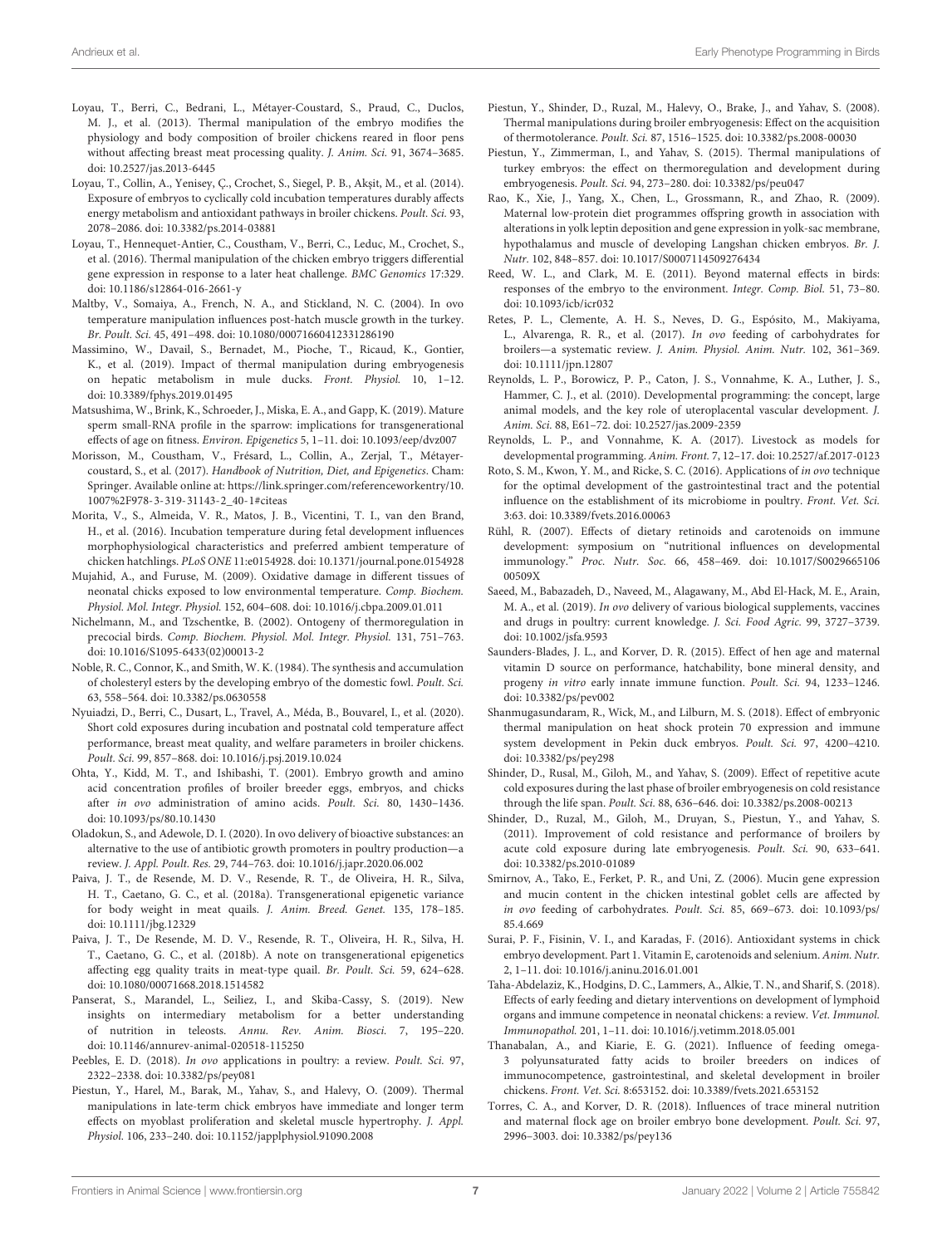Loyau, T., Berri, C., Bedrani, L., Métayer-Coustard, S., Praud, C., Duclos, M. J., et al. (2013). Thermal manipulation of the embryo modifies the physiology and body composition of broiler chickens reared in floor pens without affecting breast meat processing quality. *J. Anim. Sci.* 91, 3674–3685. doi: 10.2527/jas.2013-6445

Loyau, T., Collin, A., Yenisey, Ç., Crochet, S., Siegel, P. B., Akşit, M., et al. (2014). Exposure of embryos to cyclically cold incubation temperatures durably affects energy metabolism and antioxidant pathways in broiler chickens. *Poult. Sci.* 93, 2078–2086. doi: 10.3382/ps.2014-03881

Loyau, T., Hennequet-Antier, C., Coustham, V., Berri, C., Leduc, M., Crochet, S., et al. (2016). Thermal manipulation of the chicken embryo triggers differential gene expression in response to a later heat challenge. *BMC Genomics* 17:329. doi: 10.1186/s12864-016-2661-y

Maltby, V., Somaiya, A., French, N. A., and Stickland, N. C. (2004). In ovo temperature manipulation influences post-hatch muscle growth in the turkey. *Br. Poult. Sci.* 45, 491–498. doi: 10.1080/00071660412331286190

Massimino, W., Davail, S., Bernadet, M., Pioche, T., Ricaud, K., Gontier, K., et al. (2019). Impact of thermal manipulation during embryogenesis on hepatic metabolism in mule ducks. *Front. Physiol.* 10, 1–12. doi: 10.3389/fphys.2019.01495

Matsushima, W., Brink, K., Schroeder, J., Miska, E. A., and Gapp, K. (2019). Mature sperm small-RNA profile in the sparrow: implications for transgenerational effects of age on fitness. *Environ. Epigenetics* 5, 1–11. doi: 10.1093/eep/dvz007

Morisson, M., Coustham, V., Frésard, L., Collin, A., Zerjal, T., Métayer-coustard, S., et al. (2017). *Handbook of Nutrition, Diet, and Epigenetics*. Cham: Springer. Available online at: https://link.springer.com/referenceworkentry/10.1007%2F978-3-319-31143-2_40-1#citeas

Morita, V., S., Almeida, V. R., Matos, J. B., Vicentini, T. I., van den Brand, H., et al. (2016). Incubation temperature during fetal development influences morphophysiological characteristics and preferred ambient temperature of chicken hatchlings. *PLoS ONE* 11:e0154928. doi: 10.1371/journal.pone.0154928

Mujahid, A., and Furuse, M. (2009). Oxidative damage in different tissues of neonatal chicks exposed to low environmental temperature. *Comp. Biochem. Physiol. Mol. Integr. Physiol.* 152, 604–608. doi: 10.1016/j.cbpa.2009.01.011

Nichelmann, M., and Tzschentke, B. (2002). Ontogeny of thermoregulation in precocial birds. *Comp. Biochem. Physiol. Mol. Integr. Physiol.* 131, 751–763. doi: 10.1016/S1095-6433(02)00013-2

Noble, R. C., Connor, K., and Smith, W. K. (1984). The synthesis and accumulation of cholesteryl esters by the developing embryo of the domestic fowl. *Poult. Sci.* 63, 558–564. doi: 10.3382/ps.0630558

Nyuiadzi, D., Berri, C., Dusart, L., Travel, A., Méda, B., Bouvarel, I., et al. (2020). Short cold exposures during incubation and postnatal cold temperature affect performance, breast meat quality, and welfare parameters in broiler chickens. *Poult. Sci.* 99, 857–868. doi: 10.1016/j.psj.2019.10.024

Ohta, Y., Kidd, M. T., and Ishibashi, T. (2001). Embryo growth and amino acid concentration profiles of broiler breeder eggs, embryos, and chicks after *in ovo* administration of amino acids. *Poult. Sci.* 80, 1430–1436. doi: 10.1093/ps/80.10.1430

Oladokun, S., and Adewole, D. I. (2020). In ovo delivery of bioactive substances: an alternative to the use of antibiotic growth promoters in poultry production—a review. *J. Appl. Poult. Res.* 29, 744–763. doi: 10.1016/j.japr.2020.06.002

Paiva, J. T., de Resende, M. D. V., Resende, R. T., de Oliveira, H. R., Silva, H. T., Caetano, G. C., et al. (2018a). Transgenerational epigenetic variance for body weight in meat quails. *J. Anim. Breed. Genet.* 135, 178–185. doi: 10.1111/jbg.12329

Paiva, J. T., De Resende, M. D. V., Resende, R. T., Oliveira, H. R., Silva, H. T., Caetano, G. C., et al. (2018b). A note on transgenerational epigenetics affecting egg quality traits in meat-type quail. *Br. Poult. Sci.* 59, 624–628. doi: 10.1080/00071668.2018.1514582

Panserat, S., Marandel, L., Seiliez, I., and Skiba-Cassy, S. (2019). New insights on intermediary metabolism for a better understanding of nutrition in teleosts. *Annu. Rev. Anim. Biosci.* 7, 195–220. doi: 10.1146/annurev-animal-020518-115250

Peebles, E. D. (2018). *In ovo* applications in poultry: a review. *Poult. Sci.* 97, 2322–2338. doi: 10.3382/ps/pey081

Piestun, Y., Harel, M., Barak, M., Yahav, S., and Halevy, O. (2009). Thermal manipulations in late-term chick embryos have immediate and longer term effects on myoblast proliferation and skeletal muscle hypertrophy. *J. Appl. Physiol.* 106, 233–240. doi: 10.1152/japplphysiol.91090.2008

Piestun, Y., Shinder, D., Ruzal, M., Halevy, O., Brake, J., and Yahav, S. (2008). Thermal manipulations during broiler embryogenesis: Effect on the acquisition of thermotolerance. *Poult. Sci.* 87, 1516–1525. doi: 10.3382/ps.2008-00030

Piestun, Y., Zimmerman, I., and Yahav, S. (2015). Thermal manipulations of turkey embryos: the effect on thermoregulation and development during embryogenesis. *Poult. Sci.* 94, 273–280. doi: 10.3382/ps/peu047

Rao, K., Xie, J., Yang, X., Chen, L., Grossmann, R., and Zhao, R. (2009). Maternal low-protein diet programmes offspring growth in association with alterations in yolk leptin deposition and gene expression in yolk-sac membrane, hypothalamus and muscle of developing Langshan chicken embryos. *Br. J. Nutr.* 102, 848–857. doi: 10.1017/S0007114509276434

Reed, W. L., and Clark, M. E. (2011). Beyond maternal effects in birds: responses of the embryo to the environment. *Integr. Comp. Biol.* 51, 73–80. doi: 10.1093/icb/icr032

Retes, P. L., Clemente, A. H. S., Neves, D. G., Espósito, M., Makiyama, L., Alvarenga, R. R., et al. (2017). *In ovo* feeding of carbohydrates for broilers—a systematic review. *J. Anim. Physiol. Anim. Nutr.* 102, 361–369. doi: 10.1111/jpn.12807

Reynolds, L. P., Borowicz, P. P., Caton, J. S., Vonnahme, K. A., Luther, J. S., Hammer, C. J., et al. (2010). Developmental programming: the concept, large animal models, and the key role of uteroplacental vascular development. *J. Anim. Sci.* 88, E61–72. doi: 10.2527/jas.2009-2359

Reynolds, L. P., and Vonnahme, K. A. (2017). Livestock as models for developmental programming. *Anim. Front.* 7, 12–17. doi: 10.2527/af.2017-0123

Roto, S. M., Kwon, Y. M., and Ricke, S. C. (2016). Applications of *in ovo* technique for the optimal development of the gastrointestinal tract and the potential influence on the establishment of its microbiome in poultry. *Front. Vet. Sci.* 3:63. doi: 10.3389/fvets.2016.00063

Rühl, R. (2007). Effects of dietary retinoids and carotenoids on immune development: symposium on "nutritional influences on developmental immunology." *Proc. Nutr. Soc.* 66, 458–469. doi: 10.1017/S002966510600509X

Saeed, M., Babazadeh, D., Naveed, M., Alagawany, M., Abd El-Hack, M. E., Arain, M. A., et al. (2019). *In ovo* delivery of various biological supplements, vaccines and drugs in poultry: current knowledge. *J. Sci. Food Agric.* 99, 3727–3739. doi: 10.1002/jsfa.9593

Saunders-Blades, J. L., and Korver, D. R. (2015). Effect of hen age and maternal vitamin D source on performance, hatchability, bone mineral density, and progeny *in vitro* early innate immune function. *Poult. Sci.* 94, 1233–1246. doi: 10.3382/ps/pev002

Shanmugasundaram, R., Wick, M., and Lilburn, M. S. (2018). Effect of embryonic thermal manipulation on heat shock protein 70 expression and immune system development in Pekin duck embryos. *Poult. Sci.* 97, 4200–4210. doi: 10.3382/ps/pey298

Shinder, D., Rusal, M., Giloh, M., and Yahav, S. (2009). Effect of repetitive acute cold exposures during the last phase of broiler embryogenesis on cold resistance through the life span. *Poult. Sci.* 88, 636–646. doi: 10.3382/ps.2008-00213

Shinder, D., Ruzal, M., Giloh, M., Druyan, S., Piestun, Y., and Yahav, S. (2011). Improvement of cold resistance and performance of broilers by acute cold exposure during late embryogenesis. *Poult. Sci.* 90, 633–641. doi: 10.3382/ps.2010-01089

Smirnov, A., Tako, E., Ferket, P. R., and Uni, Z. (2006). Mucin gene expression and mucin content in the chicken intestinal goblet cells are affected by *in ovo* feeding of carbohydrates. *Poult. Sci.* 85, 669–673. doi: 10.1093/ps/85.4.669

Surai, P. F., Fisinin, V. I., and Karadas, F. (2016). Antioxidant systems in chick embryo development. Part 1. Vitamin E, carotenoids and selenium. *Anim. Nutr.* 2, 1–11. doi: 10.1016/j.aninu.2016.01.001

Taha-Abdelaziz, K., Hodgins, D. C., Lammers, A., Alkie, T. N., and Sharif, S. (2018). Effects of early feeding and dietary interventions on development of lymphoid organs and immune competence in neonatal chickens: a review. *Vet. Immunol. Immunopathol.* 201, 1–11. doi: 10.1016/j.vetimm.2018.05.001

Thanabalan, A., and Kiarie, E. G. (2021). Influence of feeding omega-3 polyunsaturated fatty acids to broiler breeders on indices of immunocompetence, gastrointestinal, and skeletal development in broiler chickens. *Front. Vet. Sci.* 8:653152. doi: 10.3389/fvets.2021.653152

Torres, C. A., and Korver, D. R. (2018). Influences of trace mineral nutrition and maternal flock age on broiler embryo bone development. *Poult. Sci.* 97, 2996–3003. doi: 10.3382/ps/pey136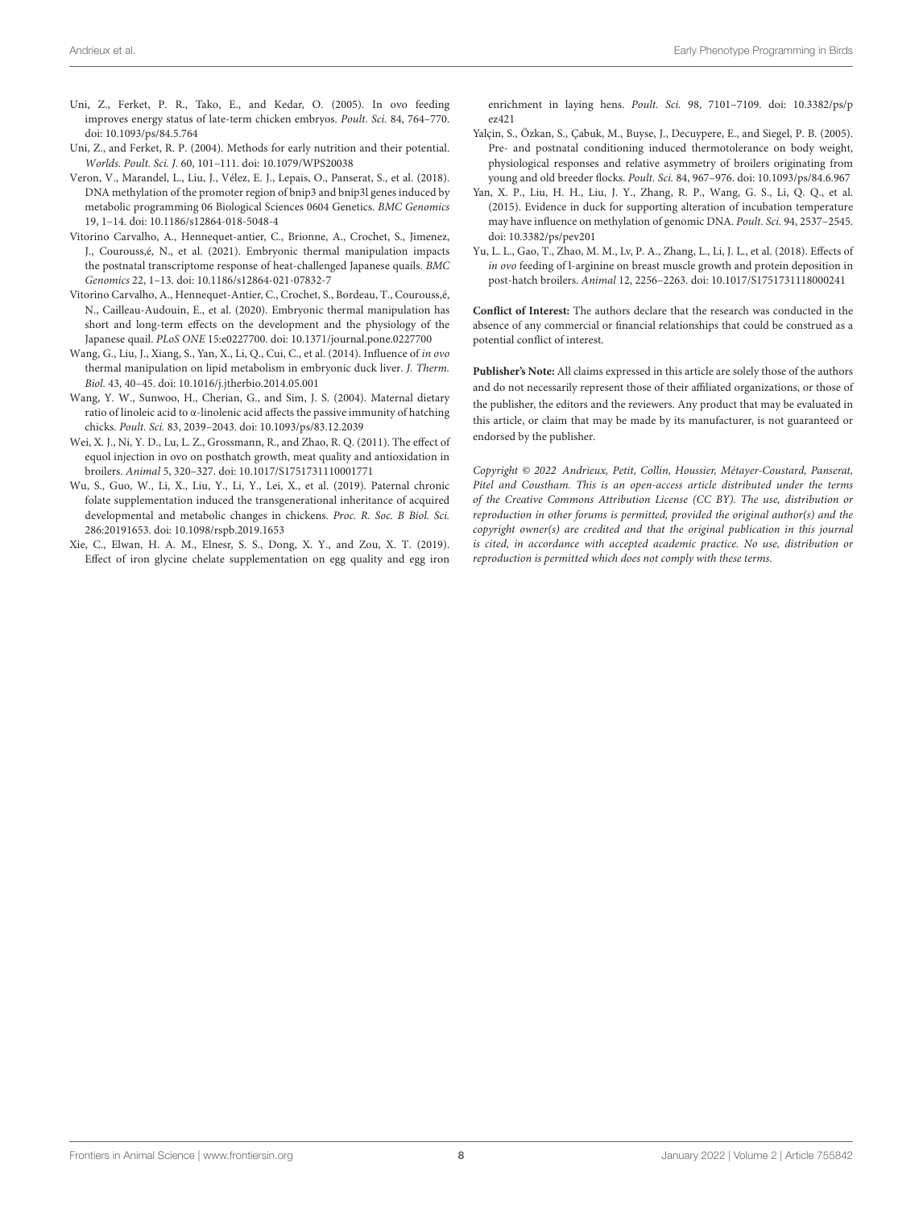Uni, Z., Ferket, P. R., Tako, E., and Kedar, O. (2005). In ovo feeding improves energy status of late-term chicken embryos. *Poult. Sci.* 84, 764–770. doi: 10.1093/ps/84.5.764

Uni, Z., and Ferket, R. P. (2004). Methods for early nutrition and their potential. *Worlds. Poult. Sci. J.* 60, 101–111. doi: 10.1079/WPS20038

Veron, V., Marandel, L., Liu, J., Vélez, E. J., Lepais, O., Panserat, S., et al. (2018). DNA methylation of the promoter region of bnip3 and bnip3l genes induced by metabolic programming 06 Biological Sciences 0604 Genetics. *BMC Genomics* 19, 1–14. doi: 10.1186/s12864-018-5048-4

Vitorino Carvalho, A., Hennequet-antier, C., Brionne, A., Crochet, S., Jimenez, J., Courouss,é, N., et al. (2021). Embryonic thermal manipulation impacts the postnatal transcriptome response of heat-challenged Japanese quails. *BMC Genomics* 22, 1–13. doi: 10.1186/s12864-021-07832-7

Vitorino Carvalho, A., Hennequet-Antier, C., Crochet, S., Bordeau, T., Courouss,é, N., Cailleau-Audouin, E., et al. (2020). Embryonic thermal manipulation has short and long-term effects on the development and the physiology of the Japanese quail. *PLoS ONE* 15:e0227700. doi: 10.1371/journal.pone.0227700

Wang, G., Liu, J., Xiang, S., Yan, X., Li, Q., Cui, C., et al. (2014). Influence of *in ovo* thermal manipulation on lipid metabolism in embryonic duck liver. *J. Therm. Biol.* 43, 40–45. doi: 10.1016/j.jtherbio.2014.05.001

Wang, Y. W., Sunwoo, H., Cherian, G., and Sim, J. S. (2004). Maternal dietary ratio of linoleic acid to α-linolenic acid affects the passive immunity of hatching chicks. *Poult. Sci.* 83, 2039–2043. doi: 10.1093/ps/83.12.2039

Wei, X. J., Ni, Y. D., Lu, L. Z., Grossmann, R., and Zhao, R. Q. (2011). The effect of equol injection in ovo on posthatch growth, meat quality and antioxidation in broilers. *Animal* 5, 320–327. doi: 10.1017/S1751731110001771

Wu, S., Guo, W., Li, X., Liu, Y., Li, Y., Lei, X., et al. (2019). Paternal chronic folate supplementation induced the transgenerational inheritance of acquired developmental and metabolic changes in chickens. *Proc. R. Soc. B Biol. Sci.* 286:20191653. doi: 10.1098/rspb.2019.1653

Xie, C., Elwan, H. A. M., Elnesr, S. S., Dong, X. Y., and Zou, X. T. (2019). Effect of iron glycine chelate supplementation on egg quality and egg iron enrichment in laying hens. *Poult. Sci.* 98, 7101–7109. doi: 10.3382/ps/pez421

Yalçin, S., Özkan, S., Çabuk, M., Buyse, J., Decuypere, E., and Siegel, P. B. (2005). Pre- and postnatal conditioning induced thermotolerance on body weight, physiological responses and relative asymmetry of broilers originating from young and old breeder flocks. *Poult. Sci.* 84, 967–976. doi: 10.1093/ps/84.6.967

Yan, X. P., Liu, H. H., Liu, J. Y., Zhang, R. P., Wang, G. S., Li, Q. Q., et al. (2015). Evidence in duck for supporting alteration of incubation temperature may have influence on methylation of genomic DNA. *Poult. Sci.* 94, 2537–2545. doi: 10.3382/ps/pev201

Yu, L. L., Gao, T., Zhao, M. M., Lv, P. A., Zhang, L., Li, J. L., et al. (2018). Effects of *in ovo* feeding of l-arginine on breast muscle growth and protein deposition in post-hatch broilers. *Animal* 12, 2256–2263. doi: 10.1017/S1751731118000241

**Conflict of Interest:** The authors declare that the research was conducted in the absence of any commercial or financial relationships that could be construed as a potential conflict of interest.

**Publisher's Note:** All claims expressed in this article are solely those of the authors and do not necessarily represent those of their affiliated organizations, or those of the publisher, the editors and the reviewers. Any product that may be evaluated in this article, or claim that may be made by its manufacturer, is not guaranteed or endorsed by the publisher.

*Copyright © 2022 Andrieux, Petit, Collin, Houssier, Métayer-Coustard, Panserat, Pitel and Coustham. This is an open-access article distributed under the terms of the Creative Commons Attribution License (CC BY). The use, distribution or reproduction in other forums is permitted, provided the original author(s) and the copyright owner(s) are credited and that the original publication in this journal is cited, in accordance with accepted academic practice. No use, distribution or reproduction is permitted which does not comply with these terms.*